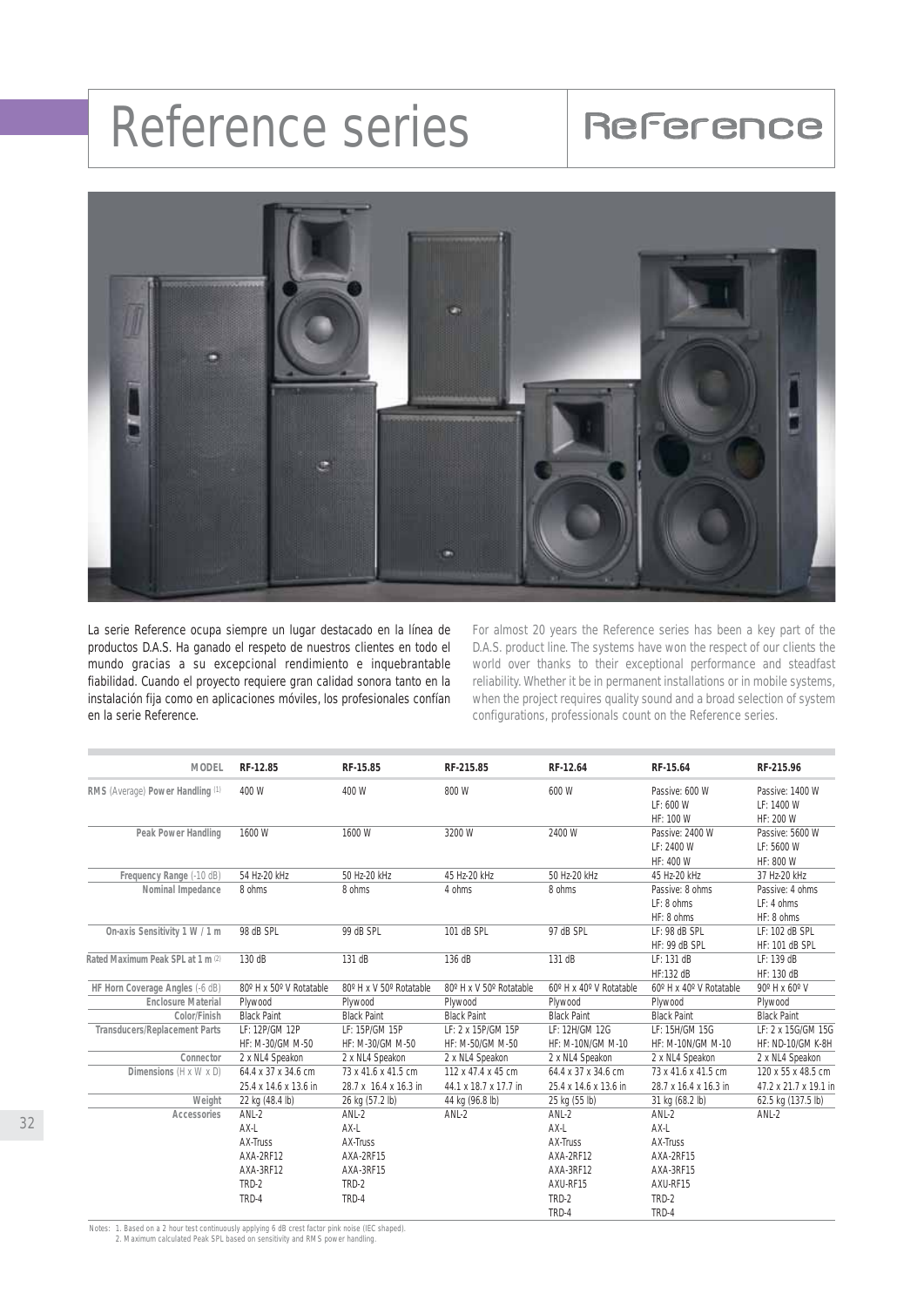# Reference series

Reference

La serie Reference ocupa siempre un lugar destacado en la línea de productos D.A.S. Ha ganado el respeto de nuestros clientes en todo el mundo gracias a su excepcional rendimiento e inquebrantable fiabilidad. Cuando el proyecto requiere gran calidad sonora tanto en la instalación fija como en aplicaciones móviles, los profesionales confían en la serie Reference.

For almost 20 years the Reference series has been a key part of the D.A.S. product line. The systems have won the respect of our clients the world over thanks to their exceptional performance and steadfast reliability. Whether it be in permanent installations or in mobile systems, when the project requires quality sound and a broad selection of system configurations, professionals count on the Reference series.

| MODEL | RF-12.85 | RF-15.85 | RF-215.85 | RF-12.64 | RF-15.64 | RF-215.96 |
|---|---|---|---|---|---|---|
| RMS (Average) Power Handling [1] | 400 W | 400 W | 800 W | 600 W | Passive: 600 W<br>LF: 600 W<br>HF: 100 W | Passive: 1400 W<br>LF: 1400 W<br>HF: 200 W |
| Peak Power Handling | 1600 W | 1600 W | 3200 W | 2400 W | Passive: 2400 W<br>LF: 2400 W<br>HF: 400 W | Passive: 5600 W<br>LF: 5600 W<br>HF: 800 W |
| Frequency Range (-10 dB) | 54 Hz-20 kHz | 50 Hz-20 kHz | 45 Hz-20 kHz | 50 Hz-20 kHz | 45 Hz-20 kHz | 37 Hz-20 kHz |
| Nominal Impedance | 8 ohms | 8 ohms | 4 ohms | 8 ohms | Passive: 8 ohms<br>LF: 8 ohms<br>HF: 8 ohms | Passive: 4 ohms<br>LF: 4 ohms<br>HF: 8 ohms |
| On-axis Sensitivity 1 W / 1 m | 98 dB SPL | 99 dB SPL | 101 dB SPL | 97 dB SPL | LF: 98 dB SPL<br>HF: 99 dB SPL | LF: 102 dB SPL<br>HF: 101 dB SPL |
| Rated Maximum Peak SPL at 1 m [2] | 130 dB | 131 dB | 136 dB | 131 dB | LF: 131 dB<br>HF:132 dB | LF: 139 dB<br>HF: 130 dB |
| HF Horn Coverage Angles (-6 dB) | 80º H x 50º V Rotatable | 80º H x V 50º Rotatable | 80º H x V 50º Rotatable | 60º H x 40º V Rotatable | 60º H x 40º V Rotatable | 90º H x 60º V |
| Enclosure Material | Plywood | Plywood | Plywood | Plywood | Plywood | Plywood |
| Color/Finish | Black Paint | Black Paint | Black Paint | Black Paint | Black Paint | Black Paint |
| Transducers/Replacement Parts | LF: 12P/GM 12P<br>HF: M-30/GM M-50 | LF: 15P/GM 15P<br>HF: M-30/GM M-50 | LF: 2 x 15P/GM 15P<br>HF: M-50/GM M-50 | LF: 12H/GM 12G<br>HF: M-10N/GM M-10 | LF: 15H/GM 15G<br>HF: M-10N/GM M-10 | LF: 2 x 15G/GM 15G<br>HF: ND-10/GM K-8H |
| Connector | 2 x NL4 Speakon | 2 x NL4 Speakon | 2 x NL4 Speakon | 2 x NL4 Speakon | 2 x NL4 Speakon | 2 x NL4 Speakon |
| Dimensions (H x W x D) | 64.4 x 37 x 34.6 cm<br>25.4 x 14.6 x 13.6 in | 73 x 41.6 x 41.5 cm<br>28.7 x 16.4 x 16.3 in | 112 x 47.4 x 45 cm<br>44.1 x 18.7 x 17.7 in | 64.4 x 37 x 34.6 cm<br>25.4 x 14.6 x 13.6 in | 73 x 41.6 x 41.5 cm<br>28.7 x 16.4 x 16.3 in | 120 x 55 x 48.5 cm<br>47.2 x 21.7 x 19.1 in |
| Weight | 22 kg (48.4 lb) | 26 kg (57.2 lb) | 44 kg (96.8 lb) | 25 kg (55 lb) | 31 kg (68.2 lb) | 62.5 kg (137.5 lb) |
| Accessories | ANL-2<br>AX-L<br>AX-Truss<br>AXA-2RF12<br>AXA-3RF12<br>TRD-2<br>TRD-4 | ANL-2<br>AX-L<br>AX-Truss<br>AXA-2RF15<br>AXA-3RF15<br>TRD-2<br>TRD-4 | ANL-2 | ANL-2<br>AX-L<br>AX-Truss<br>AXA-2RF12<br>AXA-3RF12<br>AXU-RF15<br>TRD-2<br>TRD-4 | ANL-2<br>AX-L<br>AX-Truss<br>AXA-2RF15<br>AXA-3RF15<br>AXU-RF15<br>TRD-2<br>TRD-4 | ANL-2 |

Notes: 1. Based on a 2 hour test continuously applying 6 dB crest factor pink noise (IEC shaped).
2. Maximum calculated Peak SPL based on sensitivity and RMS power handling.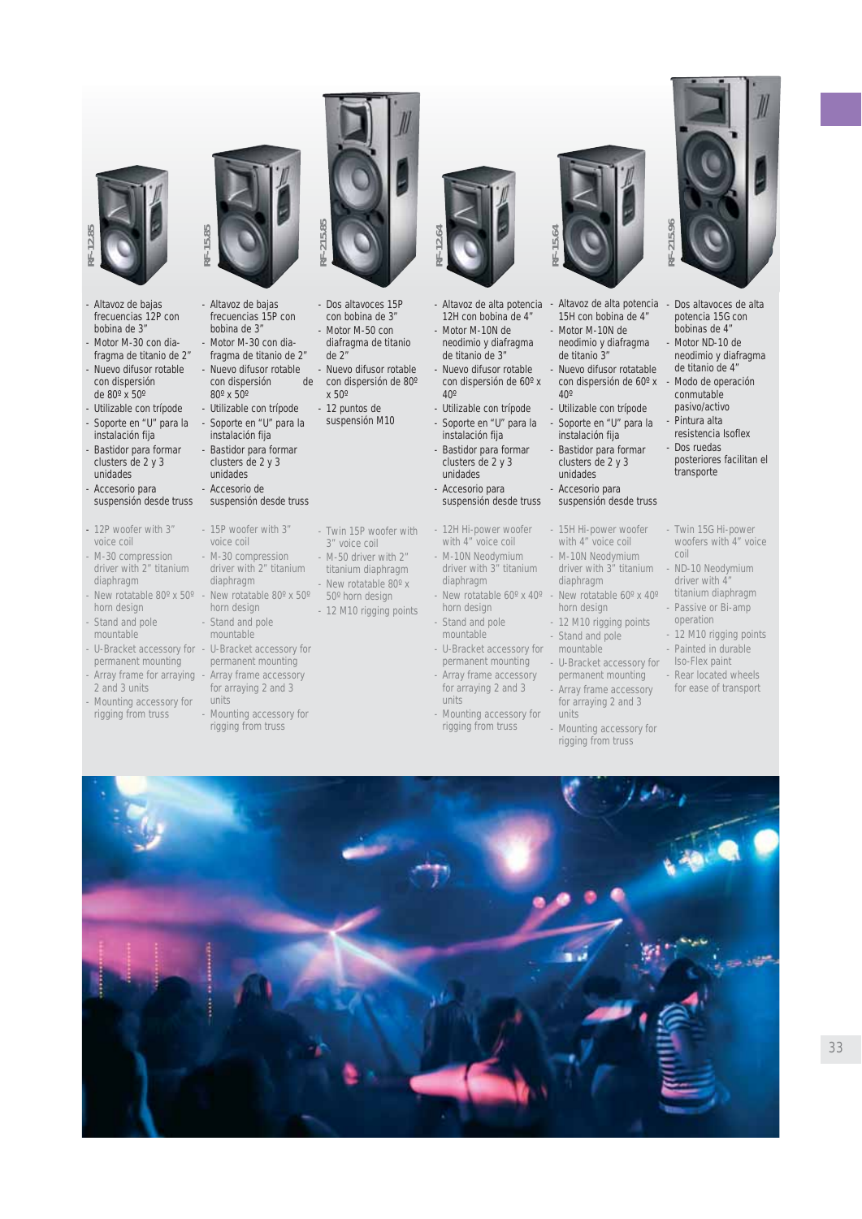## RF-12.85

- Altavoz de bajas frecuencias 12P con bobina de 3"
- Motor M-30 con diafragma de titanio de 2"
- Nuevo difusor rotable con dispersión de 80º x 50º
- Utilizable con trípode
- Soporte en "U" para la instalación fija
- Bastidor para formar clusters de 2 y 3 unidades
- Accesorio para suspensión desde truss

- 12P woofer with 3" voice coil
- M-30 compression driver with 2" titanium diaphragm
- New rotatable 80º x 50º horn design
- Stand and pole mountable
- U-Bracket accessory for permanent mounting
- Array frame for arraying 2 and 3 units
- Mounting accessory for rigging from truss

## RF-15.85

- Altavoz de bajas frecuencias 15P con bobina de 3"
- Motor M-30 con diafragma de titanio de 2"
- Nuevo difusor rotable con dispersión de 80º x 50º
- Utilizable con trípode
- Soporte en "U" para la instalación fija
- Bastidor para formar clusters de 2 y 3 unidades
- Accesorio de suspensión desde truss

- 15P woofer with 3" voice coil
- M-30 compression driver with 2" titanium diaphragm
- New rotatable 80º x 50º horn design
- Stand and pole mountable
- U-Bracket accessory for permanent mounting
- Array frame accessory for arraying 2 and 3 units
- Mounting accessory for rigging from truss

## RF-215.85

- Dos altavoces 15P con bobina de 3"
- Motor M-50 con diafragma de titanio de 2"
- Nuevo difusor rotable con dispersión de 80º x 50º
- 12 puntos de suspensión M10

- Twin 15P woofer with 3" voice coil
- M-50 driver with 2" titanium diaphragm
- New rotatable 80º x 50º horn design
- 12 M10 rigging points

## RF-12.64

- Altavoz de alta potencia 12H con bobina de 4"
- Motor M-10N de neodimio y diafragma de titanio de 3"
- Nuevo difusor rotable con dispersión de 60º x 40º
- Utilizable con trípode
- Soporte en "U" para la instalación fija
- Bastidor para formar clusters de 2 y 3 unidades
- Accesorio para suspensión desde truss

- 12H Hi-power woofer with 4" voice coil
- M-10N Neodymium driver with 3" titanium diaphragm
- New rotatable 60º x 40º horn design
- Stand and pole mountable
- U-Bracket accessory for permanent mounting
- Array frame accessory for arraying 2 and 3 units
- Mounting accessory for rigging from truss

## RF-15.64

- Altavoz de alta potencia 15H con bobina de 4"
- Motor M-10N de neodimio y diafragma de titanio 3"
- Nuevo difusor rotatable con dispersión de 60º x 40º
- Utilizable con trípode
- Soporte en "U" para la instalación fija
- Bastidor para formar clusters de 2 y 3 unidades
- Accesorio para suspensión desde truss

- 15H Hi-power woofer with 4" voice coil
- M-10N Neodymium driver with 3" titanium diaphragm
- New rotatable 60º x 40º horn design
- 12 M10 rigging points
- Stand and pole mountable
- U-Bracket accessory for permanent mounting
- Array frame accessory for arraying 2 and 3 units
- Mounting accessory for rigging from truss

## RF-215.96

- Dos altavoces de alta potencia 15G con bobinas de 4"
- Motor ND-10 de neodimio y diafragma de titanio de 4"
- Modo de operación conmutable pasivo/activo
- Pintura alta resistencia Isoflex
- Dos ruedas posteriores facilitan el transporte

- Twin 15G Hi-power woofers with 4" voice coil
- ND-10 Neodymium driver with 4" titanium diaphragm
- Passive or Bi-amp operation
- 12 M10 rigging points
- Painted in durable Iso-Flex paint
- Rear located wheels for ease of transport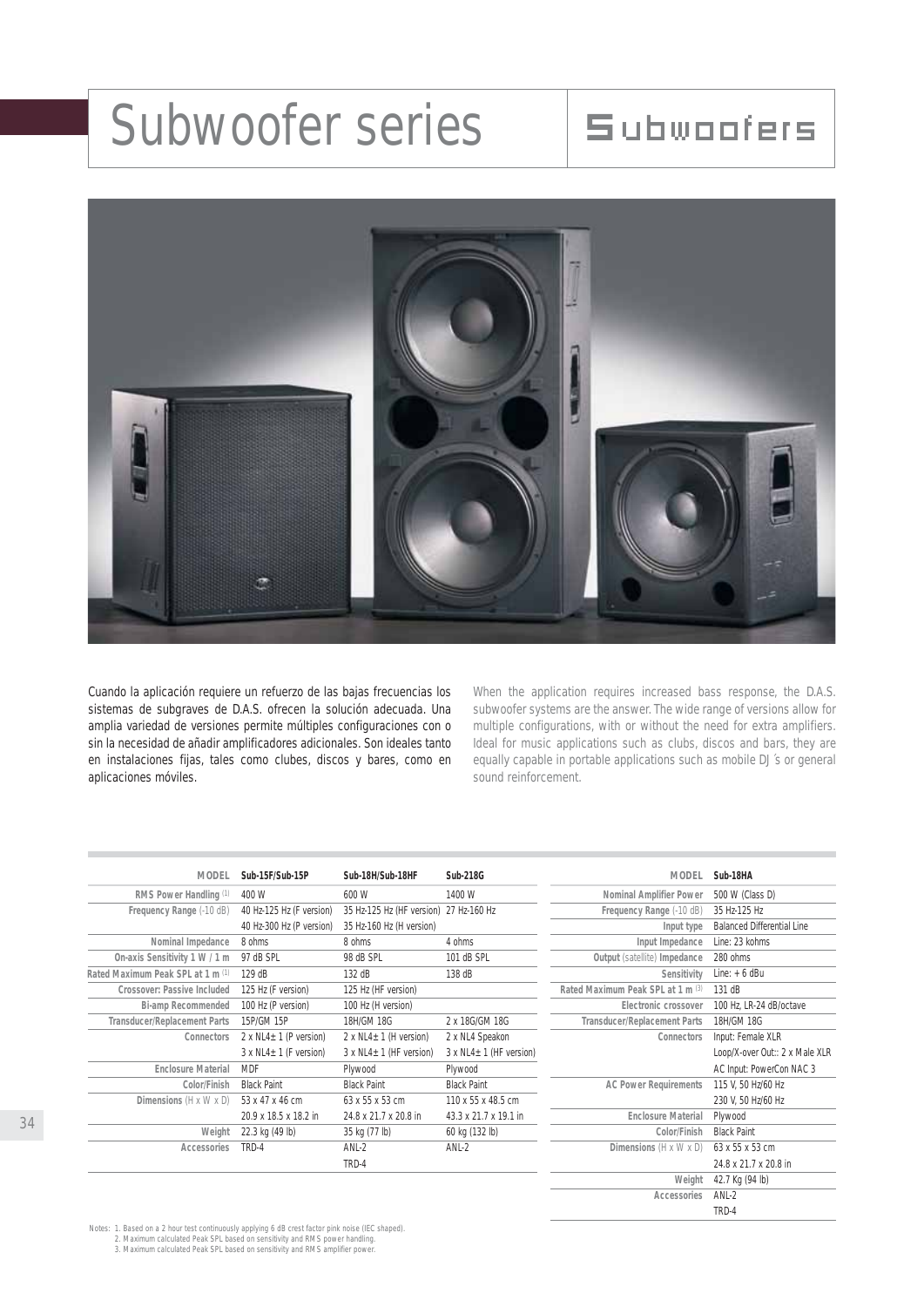# Subwoofer series

Subwoofers

Cuando la aplicación requiere un refuerzo de las bajas frecuencias los sistemas de subgraves de D.A.S. ofrecen la solución adecuada. Una amplia variedad de versiones permite múltiples configuraciones con o sin la necesidad de añadir amplificadores adicionales. Son ideales tanto en instalaciones fijas, tales como clubes, discos y bares, como en aplicaciones móviles.

When the application requires increased bass response, the D.A.S. subwoofer systems are the answer. The wide range of versions allow for multiple configurations, with or without the need for extra amplifiers. Ideal for music applications such as clubs, discos and bars, they are equally capable in portable applications such as mobile DJ´s or general sound reinforcement.

| MODEL | Sub-15F/Sub-15P | Sub-18H/Sub-18HF | Sub-218G |
|---|---|---|---|
| RMS Power Handling (1) | 400 W | 600 W | 1400 W |
| Frequency Range (-10 dB) | 40 Hz-125 Hz (F version)<br>40 Hz-300 Hz (P version) | 35 Hz-125 Hz (HF version)<br>35 Hz-160 Hz (H version) | 27 Hz-160 Hz |
| Nominal Impedance | 8 ohms | 8 ohms | 4 ohms |
| On-axis Sensitivity 1 W / 1 m | 97 dB SPL | 98 dB SPL | 101 dB SPL |
| Rated Maximum Peak SPL at 1 m (1) | 129 dB | 132 dB | 138 dB |
| Crossover: Passive Included | 125 Hz (F version) | 125 Hz (HF version) | |
| Bi-amp Recommended | 100 Hz (P version) | 100 Hz (H version) | |
| Transducer/Replacement Parts | 15P/GM 15P | 18H/GM 18G | 2 x 18G/GM 18G |
| Connectors | 2 x NL4± 1 (P version)<br>3 x NL4± 1 (F version) | 2 x NL4± 1 (H version)<br>3 x NL4± 1 (HF version) | 2 x NL4 Speakon<br>3 x NL4± 1 (HF version) |
| Enclosure Material | MDF | Plywood | Plywood |
| Color/Finish | Black Paint | Black Paint | Black Paint |
| Dimensions (H x W x D) | 53 x 47 x 46 cm<br>20.9 x 18.5 x 18.2 in | 63 x 55 x 53 cm<br>24.8 x 21.7 x 20.8 in | 110 x 55 x 48.5 cm<br>43.3 x 21.7 x 19.1 in |
| Weight | 22.3 kg (49 lb) | 35 kg (77 lb) | 60 kg (132 lb) |
| Accessories | TRD-4 | ANL-2<br>TRD-4 | ANL-2 |

| MODEL | Sub-18HA |
|---|---|
| Nominal Amplifier Power | 500 W (Class D) |
| Frequency Range (-10 dB) | 35 Hz-125 Hz |
| Input type | Balanced Differential Line |
| Input Impedance | Line: 23 kohms |
| Output (satellite) Impedance | 280 ohms |
| Sensitivity | Line: + 6 dBu |
| Rated Maximum Peak SPL at 1 m (3) | 131 dB |
| Electronic crossover | 100 Hz, LR-24 dB/octave |
| Transducer/Replacement Parts | 18H/GM 18G |
| Connectors | Input: Female XLR<br>Loop/X-over Out:: 2 x Male XLR<br>AC Input: PowerCon NAC 3 |
| AC Power Requirements | 115 V, 50 Hz/60 Hz<br>230 V, 50 Hz/60 Hz |
| Enclosure Material | Plywood |
| Color/Finish | Black Paint |
| Dimensions (H x W x D) | 63 x 55 x 53 cm<br>24.8 x 21.7 x 20.8 in |
| Weight | 42.7 Kg (94 lb) |
| Accessories | ANL-2<br>TRD-4 |

Notes: 1. Based on a 2 hour test continuously applying 6 dB crest factor pink noise (IEC shaped).
2. Maximum calculated Peak SPL based on sensitivity and RMS power handling.
3. Maximum calculated Peak SPL based on sensitivity and RMS amplifier power.